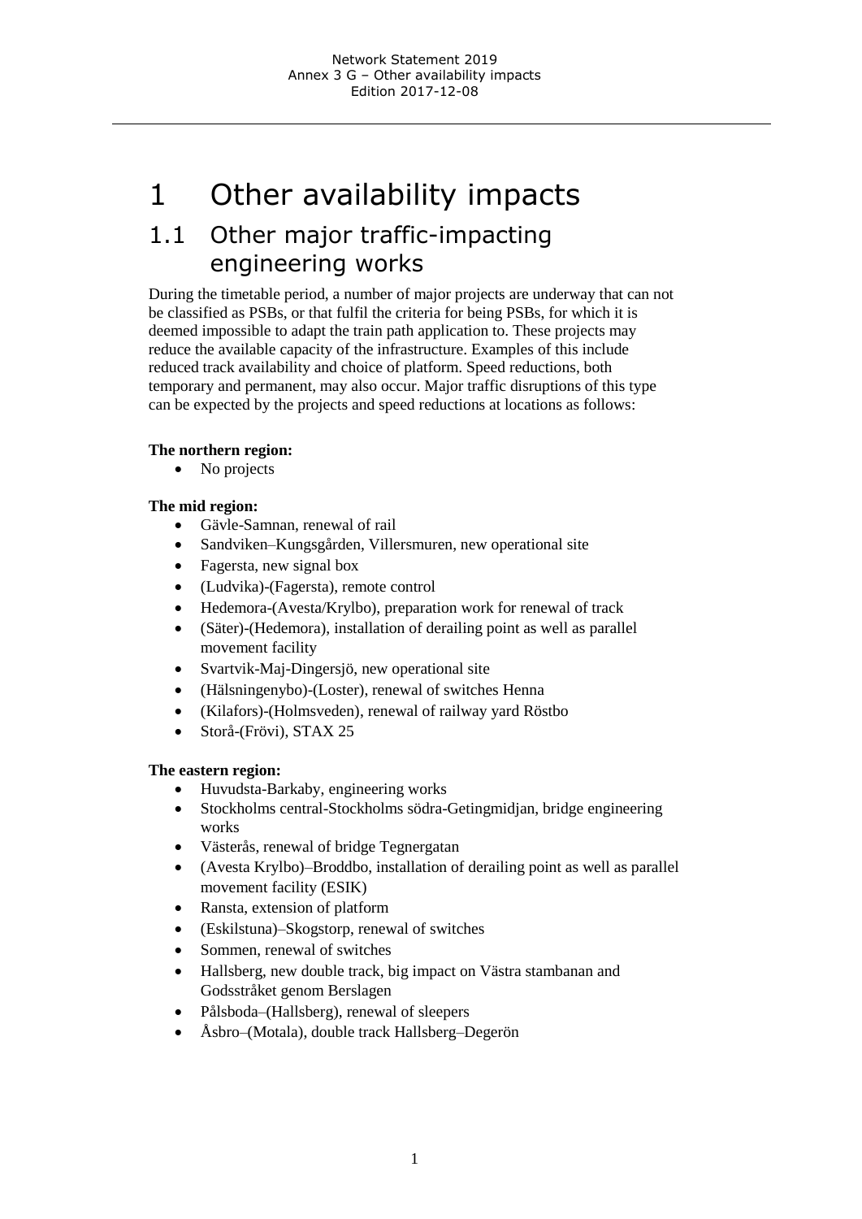# 1 Other availability impacts

## 1.1 Other major traffic-impacting engineering works

During the timetable period, a number of major projects are underway that can not be classified as PSBs, or that fulfil the criteria for being PSBs, for which it is deemed impossible to adapt the train path application to. These projects may reduce the available capacity of the infrastructure. Examples of this include reduced track availability and choice of platform. Speed reductions, both temporary and permanent, may also occur. Major traffic disruptions of this type can be expected by the projects and speed reductions at locations as follows:

**The northern region:**

- No projects

**The mid region:**

- Gävle-Samnan, renewal of rail
- Sandviken–Kungsgården, Villersmuren, new operational site
- Fagersta, new signal box
- (Ludvika)-(Fagersta), remote control
- Hedemora-(Avesta/Krylbo), preparation work for renewal of track
- (Säter)-(Hedemora), installation of derailing point as well as parallel movement facility
- Svartvik-Maj-Dingersjö, new operational site
- (Hälsningenybo)-(Loster), renewal of switches Henna
- (Kilafors)-(Holmsveden), renewal of railway yard Röstbo
- Storå-(Frövi), STAX 25

**The eastern region:**

- Huvudsta-Barkaby, engineering works
- Stockholms central-Stockholms södra-Getingmidjan, bridge engineering works
- Västerås, renewal of bridge Tegnergatan
- (Avesta Krylbo)–Broddbo, installation of derailing point as well as parallel movement facility (ESIK)
- Ransta, extension of platform
- (Eskilstuna)–Skogstorp, renewal of switches
- Sommen, renewal of switches
- Hallsberg, new double track, big impact on Västra stambanan and Godsstråket genom Berslagen
- Pålsboda–(Hallsberg), renewal of sleepers
- Åsbro–(Motala), double track Hallsberg–Degerön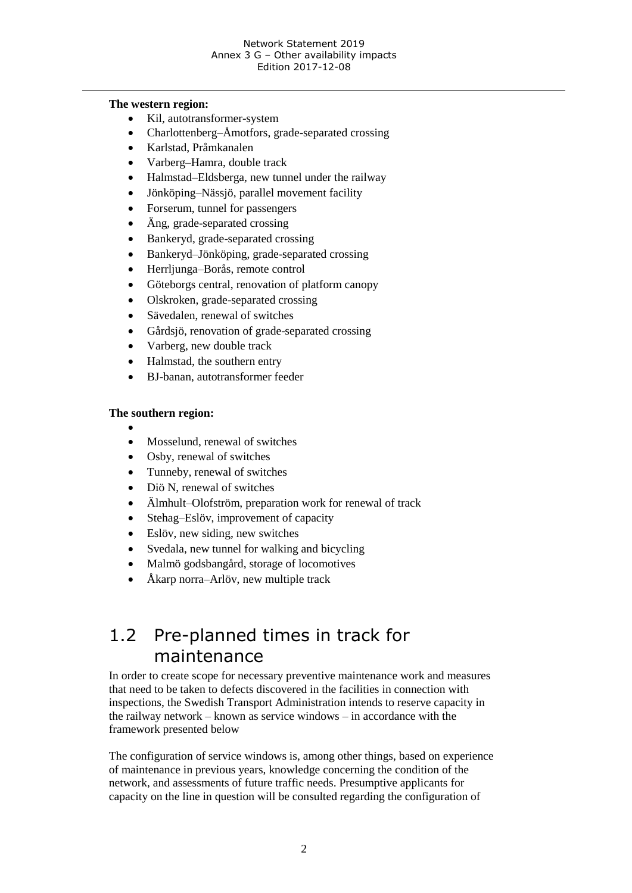**The western region:**

- Kil, autotransformer-system
- Charlottenberg–Åmotfors, grade-separated crossing
- Karlstad, Pråmkanalen
- Varberg–Hamra, double track
- Halmstad–Eldsberga, new tunnel under the railway
- Jönköping–Nässjö, parallel movement facility
- Forserum, tunnel for passengers
- Äng, grade-separated crossing
- Bankeryd, grade-separated crossing
- Bankeryd–Jönköping, grade-separated crossing
- Herrljunga–Borås, remote control
- Göteborgs central, renovation of platform canopy
- Olskroken, grade-separated crossing
- Sävedalen, renewal of switches
- Gårdsjö, renovation of grade-separated crossing
- Varberg, new double track
- Halmstad, the southern entry
- BJ-banan, autotransformer feeder

**The southern region:**

- 
- Mosselund, renewal of switches
- Osby, renewal of switches
- Tunneby, renewal of switches
- Diö N, renewal of switches
- Älmhult–Olofström, preparation work for renewal of track
- Stehag–Eslöv, improvement of capacity
- Eslöv, new siding, new switches
- Svedala, new tunnel for walking and bicycling
- Malmö godsbangård, storage of locomotives
- Åkarp norra–Arlöv, new multiple track

## 1.2 Pre-planned times in track for maintenance

In order to create scope for necessary preventive maintenance work and measures that need to be taken to defects discovered in the facilities in connection with inspections, the Swedish Transport Administration intends to reserve capacity in the railway network – known as service windows – in accordance with the framework presented below

The configuration of service windows is, among other things, based on experience of maintenance in previous years, knowledge concerning the condition of the network, and assessments of future traffic needs. Presumptive applicants for capacity on the line in question will be consulted regarding the configuration of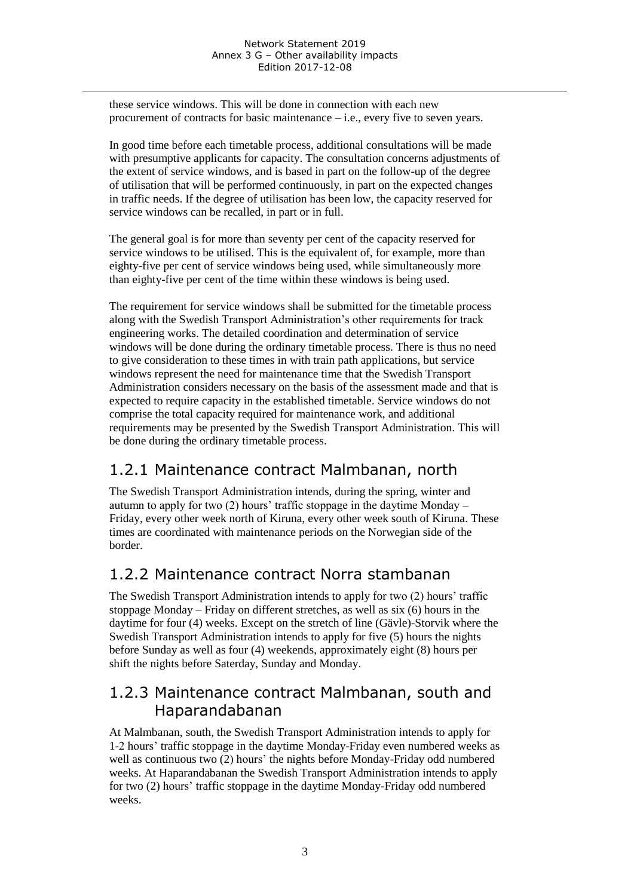these service windows. This will be done in connection with each new procurement of contracts for basic maintenance – i.e., every five to seven years.

In good time before each timetable process, additional consultations will be made with presumptive applicants for capacity. The consultation concerns adjustments of the extent of service windows, and is based in part on the follow-up of the degree of utilisation that will be performed continuously, in part on the expected changes in traffic needs. If the degree of utilisation has been low, the capacity reserved for service windows can be recalled, in part or in full.

The general goal is for more than seventy per cent of the capacity reserved for service windows to be utilised. This is the equivalent of, for example, more than eighty-five per cent of service windows being used, while simultaneously more than eighty-five per cent of the time within these windows is being used.

The requirement for service windows shall be submitted for the timetable process along with the Swedish Transport Administration's other requirements for track engineering works. The detailed coordination and determination of service windows will be done during the ordinary timetable process. There is thus no need to give consideration to these times in with train path applications, but service windows represent the need for maintenance time that the Swedish Transport Administration considers necessary on the basis of the assessment made and that is expected to require capacity in the established timetable. Service windows do not comprise the total capacity required for maintenance work, and additional requirements may be presented by the Swedish Transport Administration. This will be done during the ordinary timetable process.

### 1.2.1 Maintenance contract Malmbanan, north

The Swedish Transport Administration intends, during the spring, winter and autumn to apply for two (2) hours' traffic stoppage in the daytime Monday – Friday, every other week north of Kiruna, every other week south of Kiruna. These times are coordinated with maintenance periods on the Norwegian side of the border.

### 1.2.2 Maintenance contract Norra stambanan

The Swedish Transport Administration intends to apply for two (2) hours' traffic stoppage Monday – Friday on different stretches, as well as six (6) hours in the daytime for four (4) weeks. Except on the stretch of line (Gävle)-Storvik where the Swedish Transport Administration intends to apply for five (5) hours the nights before Sunday as well as four (4) weekends, approximately eight (8) hours per shift the nights before Saterday, Sunday and Monday.

### 1.2.3 Maintenance contract Malmbanan, south and Haparandabanan

At Malmbanan, south, the Swedish Transport Administration intends to apply for 1-2 hours' traffic stoppage in the daytime Monday-Friday even numbered weeks as well as continuous two (2) hours' the nights before Monday-Friday odd numbered weeks. At Haparandabanan the Swedish Transport Administration intends to apply for two (2) hours' traffic stoppage in the daytime Monday-Friday odd numbered weeks.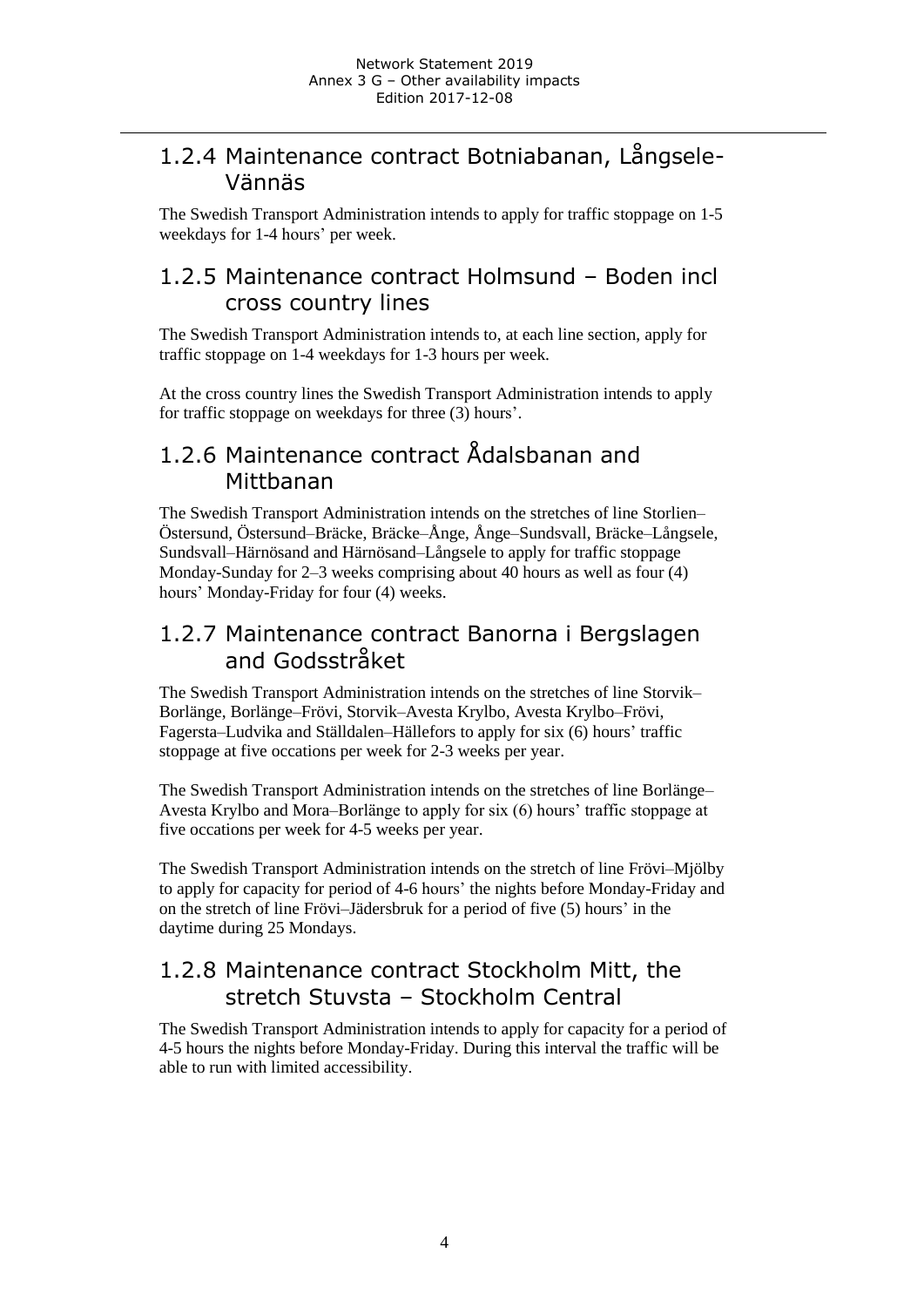### 1.2.4 Maintenance contract Botniabanan, Långsele-Vännäs

The Swedish Transport Administration intends to apply for traffic stoppage on 1-5 weekdays for 1-4 hours' per week.

### 1.2.5 Maintenance contract Holmsund – Boden incl cross country lines

The Swedish Transport Administration intends to, at each line section, apply for traffic stoppage on 1-4 weekdays for 1-3 hours per week.

At the cross country lines the Swedish Transport Administration intends to apply for traffic stoppage on weekdays for three (3) hours'.

### 1.2.6 Maintenance contract Ådalsbanan and Mittbanan

The Swedish Transport Administration intends on the stretches of line Storlien–Östersund, Östersund–Bräcke, Bräcke–Ånge, Ånge–Sundsvall, Bräcke–Långsele, Sundsvall–Härnösand and Härnösand–Långsele to apply for traffic stoppage Monday-Sunday for 2–3 weeks comprising about 40 hours as well as four (4) hours' Monday-Friday for four (4) weeks.

### 1.2.7 Maintenance contract Banorna i Bergslagen and Godsstråket

The Swedish Transport Administration intends on the stretches of line Storvik–Borlänge, Borlänge–Frövi, Storvik–Avesta Krylbo, Avesta Krylbo–Frövi, Fagersta–Ludvika and Ställdalen–Hällefors to apply for six (6) hours' traffic stoppage at five occasions per week for 2-3 weeks per year.

The Swedish Transport Administration intends on the stretches of line Borlänge–Avesta Krylbo and Mora–Borlänge to apply for six (6) hours' traffic stoppage at five occasions per week for 4-5 weeks per year.

The Swedish Transport Administration intends on the stretch of line Frövi–Mjölby to apply for capacity for period of 4-6 hours' the nights before Monday-Friday and on the stretch of line Frövi–Jädersbruk for a period of five (5) hours' in the daytime during 25 Mondays.

### 1.2.8 Maintenance contract Stockholm Mitt, the stretch Stuvsta – Stockholm Central

The Swedish Transport Administration intends to apply for capacity for a period of 4-5 hours the nights before Monday-Friday. During this interval the traffic will be able to run with limited accessibility.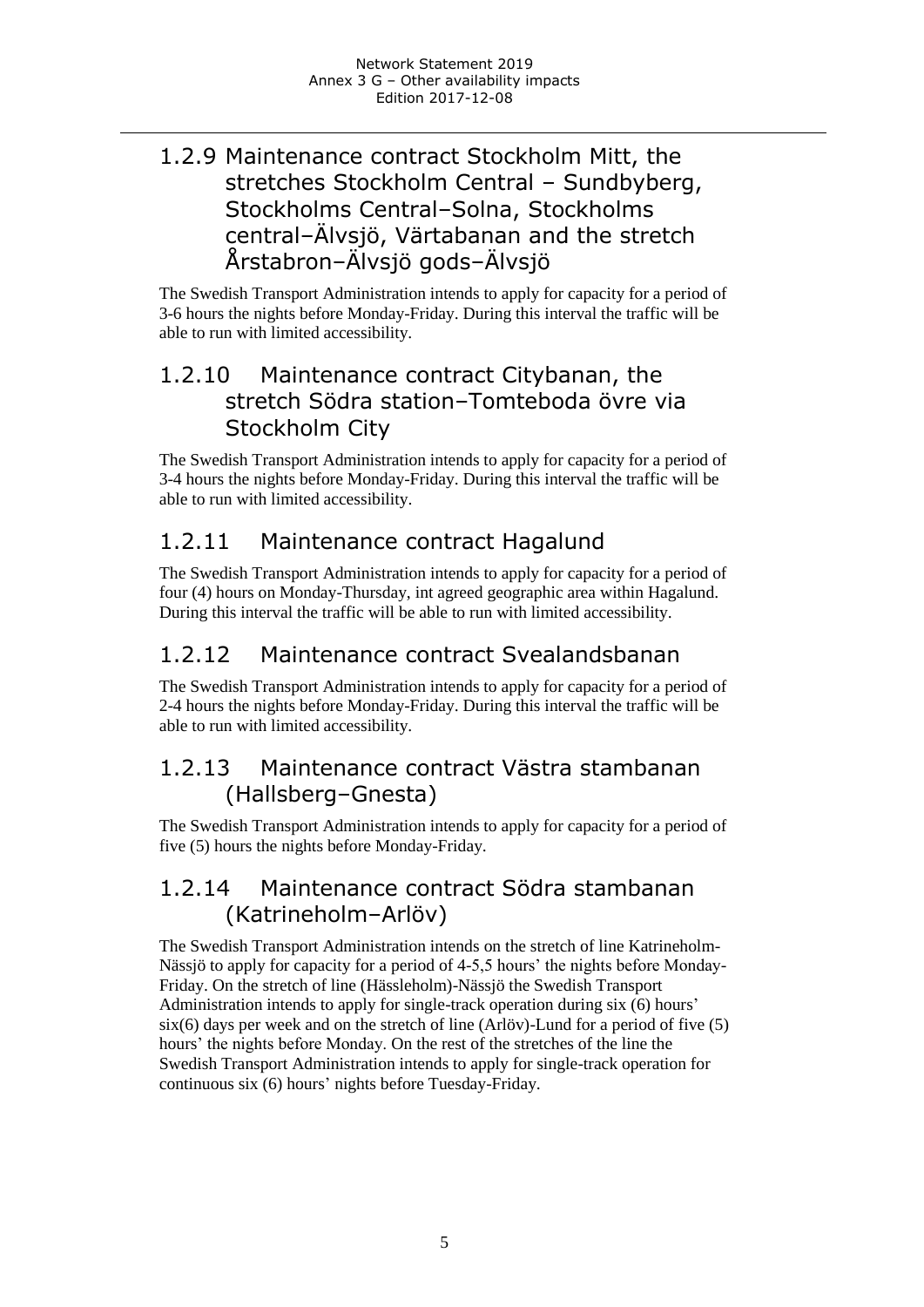### 1.2.9 Maintenance contract Stockholm Mitt, the stretches Stockholm Central – Sundbyberg, Stockholms Central–Solna, Stockholms central–Älvsjö, Värtabanan and the stretch Årstabron–Älvsjö gods–Älvsjö

The Swedish Transport Administration intends to apply for capacity for a period of 3-6 hours the nights before Monday-Friday. During this interval the traffic will be able to run with limited accessibility.

### 1.2.10 Maintenance contract Citybanan, the stretch Södra station–Tomteboda övre via Stockholm City

The Swedish Transport Administration intends to apply for capacity for a period of 3-4 hours the nights before Monday-Friday. During this interval the traffic will be able to run with limited accessibility.

### 1.2.11 Maintenance contract Hagalund

The Swedish Transport Administration intends to apply for capacity for a period of four (4) hours on Monday-Thursday, int agreed geographic area within Hagalund. During this interval the traffic will be able to run with limited accessibility.

### 1.2.12 Maintenance contract Svealandsbanan

The Swedish Transport Administration intends to apply for capacity for a period of 2-4 hours the nights before Monday-Friday. During this interval the traffic will be able to run with limited accessibility.

### 1.2.13 Maintenance contract Västra stambanan (Hallsberg–Gnesta)

The Swedish Transport Administration intends to apply for capacity for a period of five (5) hours the nights before Monday-Friday.

### 1.2.14 Maintenance contract Södra stambanan (Katrineholm–Arlöv)

The Swedish Transport Administration intends on the stretch of line Katrineholm-Nässjö to apply for capacity for a period of 4-5,5 hours' the nights before Monday-Friday. On the stretch of line (Hässleholm)-Nässjö the Swedish Transport Administration intends to apply for single-track operation during six (6) hours' six(6) days per week and on the stretch of line (Arlöv)-Lund for a period of five (5) hours' the nights before Monday. On the rest of the stretches of the line the Swedish Transport Administration intends to apply for single-track operation for continuous six (6) hours' nights before Tuesday-Friday.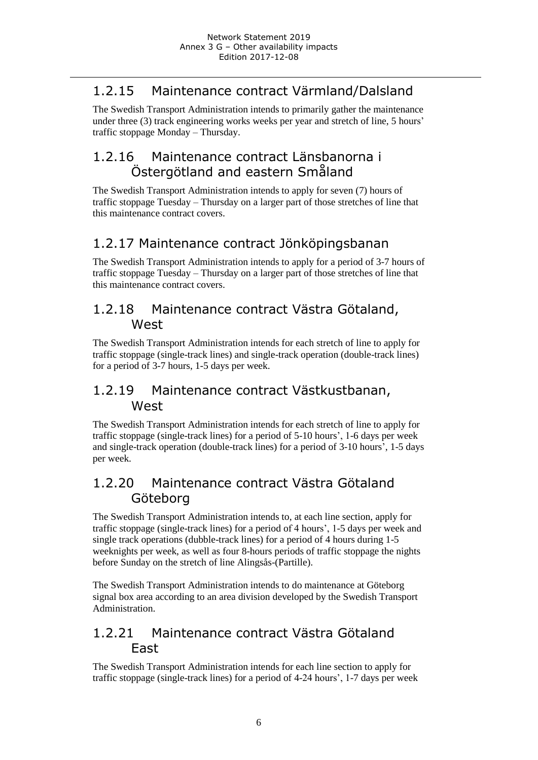### 1.2.15 Maintenance contract Värmland/Dalsland

The Swedish Transport Administration intends to primarily gather the maintenance under three (3) track engineering works weeks per year and stretch of line, 5 hours' traffic stoppage Monday – Thursday.

### 1.2.16 Maintenance contract Länsbanorna i Östergötland and eastern Småland

The Swedish Transport Administration intends to apply for seven (7) hours of traffic stoppage Tuesday – Thursday on a larger part of those stretches of line that this maintenance contract covers.

### 1.2.17 Maintenance contract Jönköpingsbanan

The Swedish Transport Administration intends to apply for a period of 3-7 hours of traffic stoppage Tuesday – Thursday on a larger part of those stretches of line that this maintenance contract covers.

### 1.2.18 Maintenance contract Västra Götaland, West

The Swedish Transport Administration intends for each stretch of line to apply for traffic stoppage (single-track lines) and single-track operation (double-track lines) for a period of 3-7 hours, 1-5 days per week.

### 1.2.19 Maintenance contract Västkustbanan, West

The Swedish Transport Administration intends for each stretch of line to apply for traffic stoppage (single-track lines) for a period of 5-10 hours', 1-6 days per week and single-track operation (double-track lines) for a period of 3-10 hours', 1-5 days per week.

### 1.2.20 Maintenance contract Västra Götaland Göteborg

The Swedish Transport Administration intends to, at each line section, apply for traffic stoppage (single-track lines) for a period of 4 hours', 1-5 days per week and single track operations (dubble-track lines) for a period of 4 hours during 1-5 weeknights per week, as well as four 8-hours periods of traffic stoppage the nights before Sunday on the stretch of line Alingsås-(Partille).

The Swedish Transport Administration intends to do maintenance at Göteborg signal box area according to an area division developed by the Swedish Transport Administration.

### 1.2.21 Maintenance contract Västra Götaland East

The Swedish Transport Administration intends for each line section to apply for traffic stoppage (single-track lines) for a period of 4-24 hours', 1-7 days per week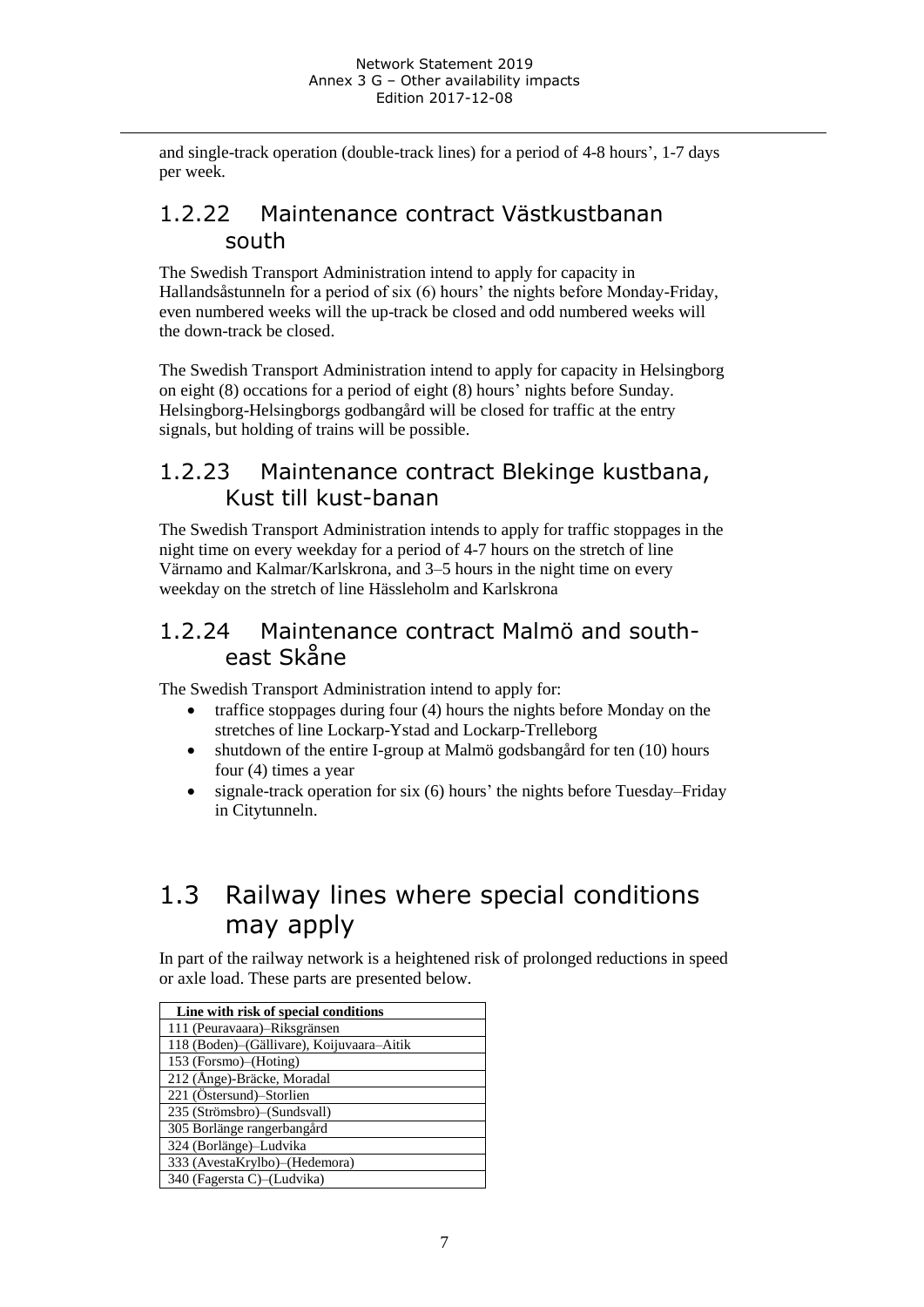and single-track operation (double-track lines) for a period of 4-8 hours', 1-7 days per week.

### 1.2.22 Maintenance contract Västkustbanan south

The Swedish Transport Administration intend to apply for capacity in Hallandsåstunneln for a period of six (6) hours' the nights before Monday-Friday, even numbered weeks will the up-track be closed and odd numbered weeks will the down-track be closed.

The Swedish Transport Administration intend to apply for capacity in Helsingborg on eight (8) occations for a period of eight (8) hours' nights before Sunday. Helsingborg-Helsingborgs godbangård will be closed for traffic at the entry signals, but holding of trains will be possible.

### 1.2.23 Maintenance contract Blekinge kustbana, Kust till kust-banan

The Swedish Transport Administration intends to apply for traffic stoppages in the night time on every weekday for a period of 4-7 hours on the stretch of line Värnamo and Kalmar/Karlskrona, and 3–5 hours in the night time on every weekday on the stretch of line Hässleholm and Karlskrona

### 1.2.24 Maintenance contract Malmö and south-east Skåne

The Swedish Transport Administration intend to apply for:

- traffice stoppages during four (4) hours the nights before Monday on the stretches of line Lockarp-Ystad and Lockarp-Trelleborg
- shutdown of the entire I-group at Malmö godsbangård for ten (10) hours four (4) times a year
- signale-track operation for six (6) hours' the nights before Tuesday–Friday in Citytunneln.

## 1.3 Railway lines where special conditions may apply

In part of the railway network is a heightened risk of prolonged reductions in speed or axle load. These parts are presented below.

| Line with risk of special conditions |
|---|
| 111 (Peuravaara)–Riksgränsen |
| 118 (Boden)–(Gällivare), Koijuvaara–Aitik |
| 153 (Forsmo)–(Hoting) |
| 212 (Ånge)-Bräcke, Moradal |
| 221 (Östersund)–Storlien |
| 235 (Strömsbro)–(Sundsvall) |
| 305 Borlänge rangerbangård |
| 324 (Borlänge)–Ludvika |
| 333 (AvestaKrylbo)–(Hedemora) |
| 340 (Fagersta C)–(Ludvika) |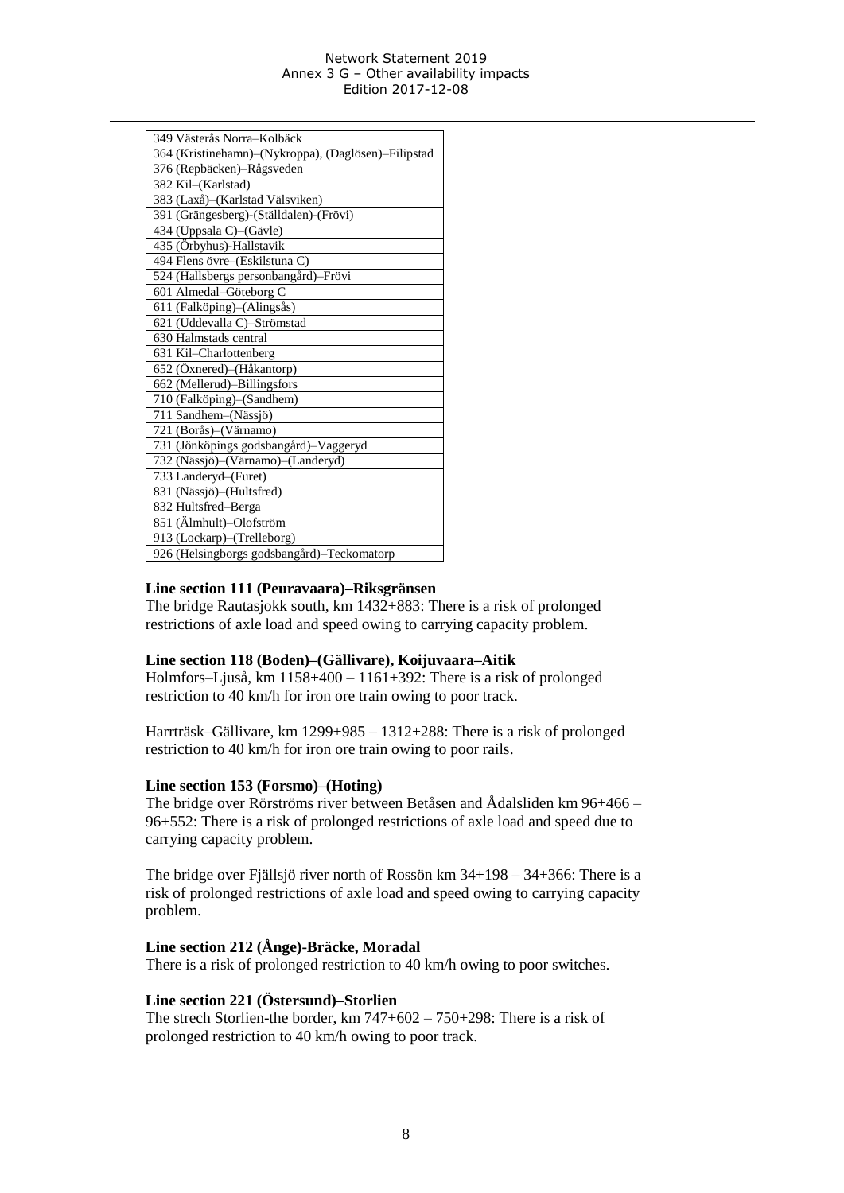| 349 Västerås Norra–Kolbäck |
|---|
| 364 (Kristinehamn)–(Nykroppa), (Daglösen)–Filipstad |
| 376 (Repbäcken)–Rågsveden |
| 382 Kil–(Karlstad) |
| 383 (Laxå)–(Karlstad Välsviken) |
| 391 (Grängesberg)-(Ställdalen)-(Frövi) |
| 434 (Uppsala C)–(Gävle) |
| 435 (Örbyhus)-Hallstavik |
| 494 Flens övre–(Eskilstuna C) |
| 524 (Hallsbergs personbangård)–Frövi |
| 601 Almedal–Göteborg C |
| 611 (Falköping)–(Alingsås) |
| 621 (Uddevalla C)–Strömstad |
| 630 Halmstads central |
| 631 Kil–Charlottenberg |
| 652 (Öxnered)–(Håkantorp) |
| 662 (Mellerud)–Billingsfors |
| 710 (Falköping)–(Sandhem) |
| 711 Sandhem–(Nässjö) |
| 721 (Borås)–(Värnamo) |
| 731 (Jönköpings godsbangård)–Vaggeryd |
| 732 (Nässjö)–(Värnamo)–(Landeryd) |
| 733 Landeryd–(Furet) |
| 831 (Nässjö)–(Hultsfred) |
| 832 Hultsfred–Berga |
| 851 (Älmhult)–Olofström |
| 913 (Lockarp)–(Trelleborg) |
| 926 (Helsingborgs godsbangård)–Teckomatorp |

**Line section 111 (Peuravaara)–Riksgränsen**

The bridge Rautasjokk south, km 1432+883: There is a risk of prolonged restrictions of axle load and speed owing to carrying capacity problem.

**Line section 118 (Boden)–(Gällivare), Koijuvaara–Aitik**

Holmfors–Ljuså, km 1158+400 – 1161+392: There is a risk of prolonged restriction to 40 km/h for iron ore train owing to poor track.

Harrträsk–Gällivare, km 1299+985 – 1312+288: There is a risk of prolonged restriction to 40 km/h for iron ore train owing to poor rails.

**Line section 153 (Forsmo)–(Hoting)**

The bridge over Rörströms river between Betåsen and Ådalsliden km 96+466 – 96+552: There is a risk of prolonged restrictions of axle load and speed due to carrying capacity problem.

The bridge over Fjällsjö river north of Rossön km 34+198 – 34+366: There is a risk of prolonged restrictions of axle load and speed owing to carrying capacity problem.

**Line section 212 (Ånge)-Bräcke, Moradal**

There is a risk of prolonged restriction to 40 km/h owing to poor switches.

**Line section 221 (Östersund)–Storlien**

The strech Storlien-the border, km 747+602 – 750+298: There is a risk of prolonged restriction to 40 km/h owing to poor track.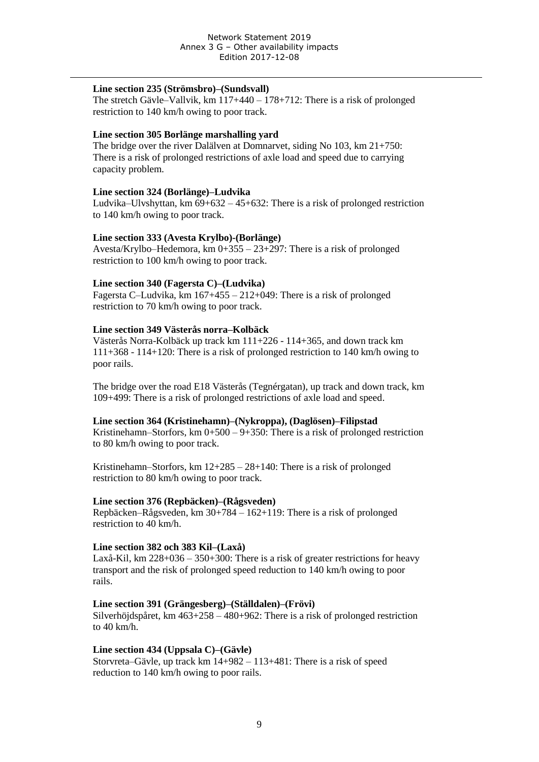**Line section 235 (Strömsbro)–(Sundsvall)**

The stretch Gävle–Vallvik, km 117+440 – 178+712: There is a risk of prolonged restriction to 140 km/h owing to poor track.

**Line section 305 Borlänge marshalling yard**

The bridge over the river Dalälven at Domnarvet, siding No 103, km 21+750: There is a risk of prolonged restrictions of axle load and speed due to carrying capacity problem.

**Line section 324 (Borlänge)–Ludvika**

Ludvika–Ulvshyttan, km 69+632 – 45+632: There is a risk of prolonged restriction to 140 km/h owing to poor track.

**Line section 333 (Avesta Krylbo)-(Borlänge)**

Avesta/Krylbo–Hedemora, km 0+355 – 23+297: There is a risk of prolonged restriction to 100 km/h owing to poor track.

**Line section 340 (Fagersta C)–(Ludvika)**

Fagersta C–Ludvika, km 167+455 – 212+049: There is a risk of prolonged restriction to 70 km/h owing to poor track.

**Line section 349 Västerås norra–Kolbäck**

Västerås Norra-Kolbäck up track km 111+226 - 114+365, and down track km 111+368 - 114+120: There is a risk of prolonged restriction to 140 km/h owing to poor rails.

The bridge over the road E18 Västerås (Tegnérgatan), up track and down track, km 109+499: There is a risk of prolonged restrictions of axle load and speed.

**Line section 364 (Kristinehamn)–(Nykroppa), (Daglösen)–Filipstad**

Kristinehamn–Storfors, km 0+500 – 9+350: There is a risk of prolonged restriction to 80 km/h owing to poor track.

Kristinehamn–Storfors, km 12+285 – 28+140: There is a risk of prolonged restriction to 80 km/h owing to poor track.

**Line section 376 (Repbäcken)–(Rågsveden)**

Repbäcken–Rågsveden, km 30+784 – 162+119: There is a risk of prolonged restriction to 40 km/h.

**Line section 382 och 383 Kil–(Laxå)**

Laxå-Kil, km 228+036 – 350+300: There is a risk of greater restrictions for heavy transport and the risk of prolonged speed reduction to 140 km/h owing to poor rails.

**Line section 391 (Grängesberg)–(Ställdalen)–(Frövi)**

Silverhöjdspåret, km 463+258 – 480+962: There is a risk of prolonged restriction to 40 km/h.

**Line section 434 (Uppsala C)–(Gävle)**

Storvreta–Gävle, up track km 14+982 – 113+481: There is a risk of speed reduction to 140 km/h owing to poor rails.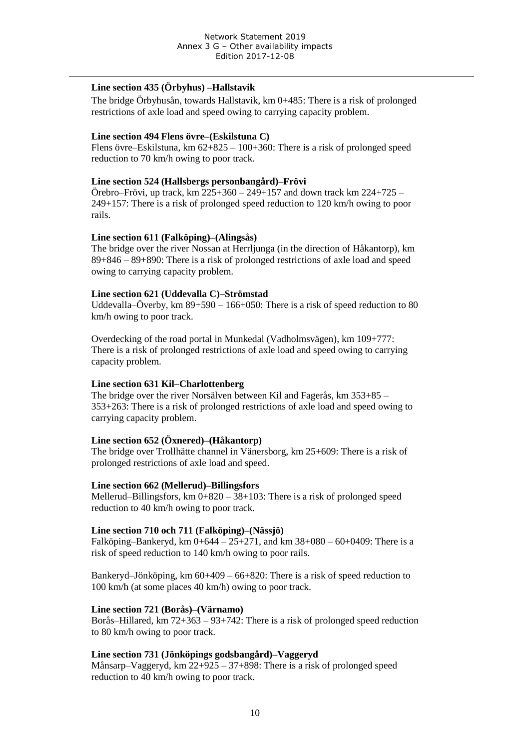**Line section 435 (Örbyhus) –Hallstavik**

The bridge Örbyhusån, towards Hallstavik, km 0+485: There is a risk of prolonged restrictions of axle load and speed owing to carrying capacity problem.

**Line section 494 Flens övre–(Eskilstuna C)**

Flens övre–Eskilstuna, km 62+825 – 100+360: There is a risk of prolonged speed reduction to 70 km/h owing to poor track.

**Line section 524 (Hallsbergs personbangård)–Frövi**

Örebro–Frövi, up track, km 225+360 – 249+157 and down track km 224+725 – 249+157: There is a risk of prolonged speed reduction to 120 km/h owing to poor rails.

**Line section 611 (Falköping)–(Alingsås)**

The bridge over the river Nossan at Herrljunga (in the direction of Håkantorp), km 89+846 – 89+890: There is a risk of prolonged restrictions of axle load and speed owing to carrying capacity problem.

**Line section 621 (Uddevalla C)–Strömstad**

Uddevalla–Överby, km 89+590 – 166+050: There is a risk of speed reduction to 80 km/h owing to poor track.

Overdecking of the road portal in Munkedal (Vadholmsvägen), km 109+777: There is a risk of prolonged restrictions of axle load and speed owing to carrying capacity problem.

**Line section 631 Kil–Charlottenberg**

The bridge over the river Norsälven between Kil and Fagerås, km 353+85 – 353+263: There is a risk of prolonged restrictions of axle load and speed owing to carrying capacity problem.

**Line section 652 (Öxnered)–(Håkantorp)**

The bridge over Trollhätte channel in Vänersborg, km 25+609: There is a risk of prolonged restrictions of axle load and speed.

**Line section 662 (Mellerud)–Billingsfors**

Mellerud–Billingsfors, km 0+820 – 38+103: There is a risk of prolonged speed reduction to 40 km/h owing to poor track.

**Line section 710 och 711 (Falköping)–(Nässjö)**

Falköping–Bankeryd, km 0+644 – 25+271, and km 38+080 – 60+0409: There is a risk of speed reduction to 140 km/h owing to poor rails.

Bankeryd–Jönköping, km 60+409 – 66+820: There is a risk of speed reduction to 100 km/h (at some places 40 km/h) owing to poor track.

**Line section 721 (Borås)–(Värnamo)**

Borås–Hillared, km 72+363 – 93+742: There is a risk of prolonged speed reduction to 80 km/h owing to poor track.

**Line section 731 (Jönköpings godsbangård)–Vaggeryd**

Månsarp–Vaggeryd, km 22+925 – 37+898: There is a risk of prolonged speed reduction to 40 km/h owing to poor track.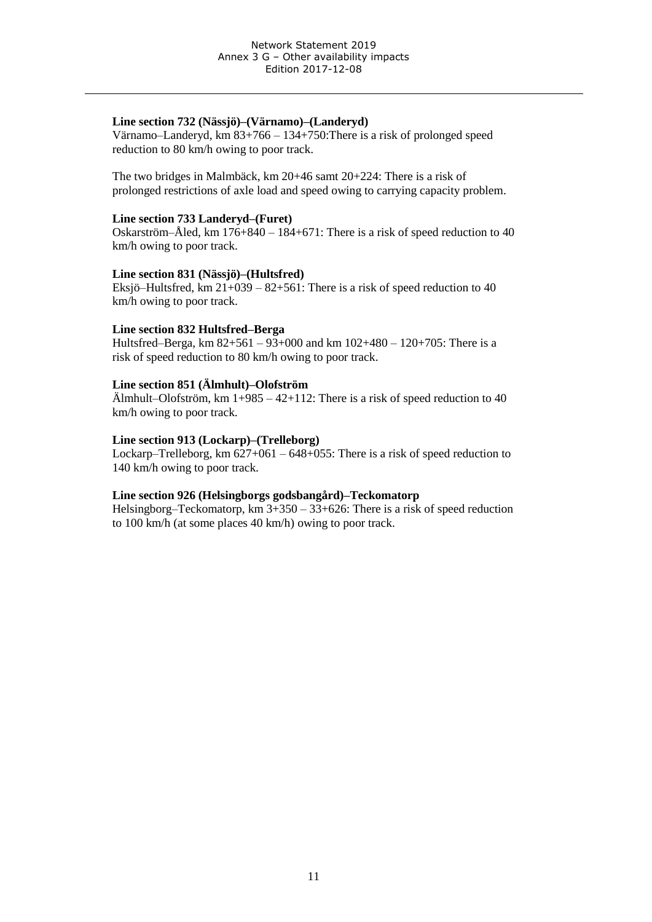**Line section 732 (Nässjö)–(Värnamo)–(Landeryd)**

Värnamo–Landeryd, km 83+766 – 134+750:There is a risk of prolonged speed reduction to 80 km/h owing to poor track.

The two bridges in Malmbäck, km 20+46 samt 20+224: There is a risk of prolonged restrictions of axle load and speed owing to carrying capacity problem.

**Line section 733 Landeryd–(Furet)**

Oskarström–Åled, km 176+840 – 184+671: There is a risk of speed reduction to 40 km/h owing to poor track.

**Line section 831 (Nässjö)–(Hultsfred)**

Eksjö–Hultsfred, km 21+039 – 82+561: There is a risk of speed reduction to 40 km/h owing to poor track.

**Line section 832 Hultsfred–Berga**

Hultsfred–Berga, km 82+561 – 93+000 and km 102+480 – 120+705: There is a risk of speed reduction to 80 km/h owing to poor track.

**Line section 851 (Älmhult)–Olofström**

Älmhult–Olofström, km 1+985 – 42+112: There is a risk of speed reduction to 40 km/h owing to poor track.

**Line section 913 (Lockarp)–(Trelleborg)**

Lockarp–Trelleborg, km 627+061 – 648+055: There is a risk of speed reduction to 140 km/h owing to poor track.

**Line section 926 (Helsingborgs godsbangård)–Teckomatorp**

Helsingborg–Teckomatorp, km 3+350 – 33+626: There is a risk of speed reduction to 100 km/h (at some places 40 km/h) owing to poor track.